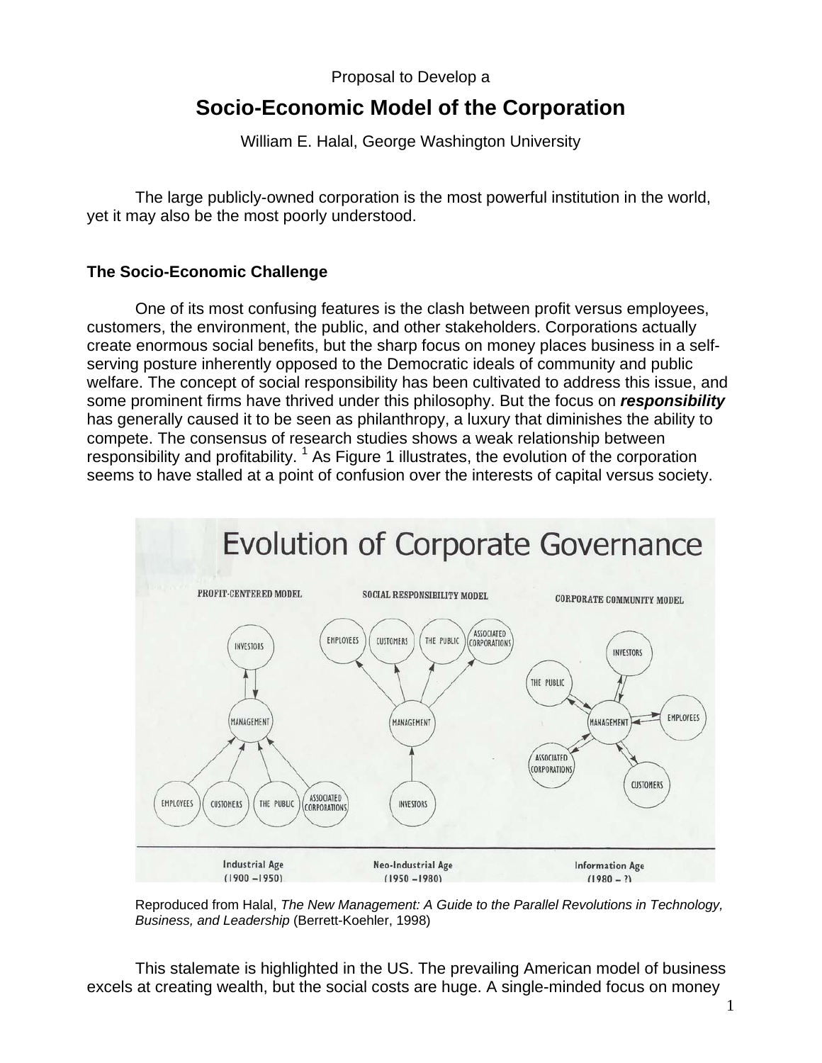Proposal to Develop a

# Socio-Economic Model of the Corporation

William E. Halal, George Washington University

The large publicly-owned corporation is the most powerful institution in the world, yet it may also be the most poorly understood.

## The Socio-Economic Challenge

One of its most confusing features is the clash between profit versus employees, customers, the environment, the public, and other stakeholders. Corporations actually create enormous social benefits, but the sharp focus on money places business in a self-serving posture inherently opposed to the Democratic ideals of community and public welfare. The concept of social responsibility has been cultivated to address this issue, and some prominent firms have thrived under this philosophy. But the focus on ***responsibility*** has generally caused it to be seen as philanthropy, a luxury that diminishes the ability to compete. The consensus of research studies shows a weak relationship between responsibility and profitability. [1] As Figure 1 illustrates, the evolution of the corporation seems to have stalled at a point of confusion over the interests of capital versus society.

Reproduced from Halal, *The New Management: A Guide to the Parallel Revolutions in Technology, Business, and Leadership* (Berrett-Koehler, 1998)

This stalemate is highlighted in the US. The prevailing American model of business excels at creating wealth, but the social costs are huge. A single-minded focus on money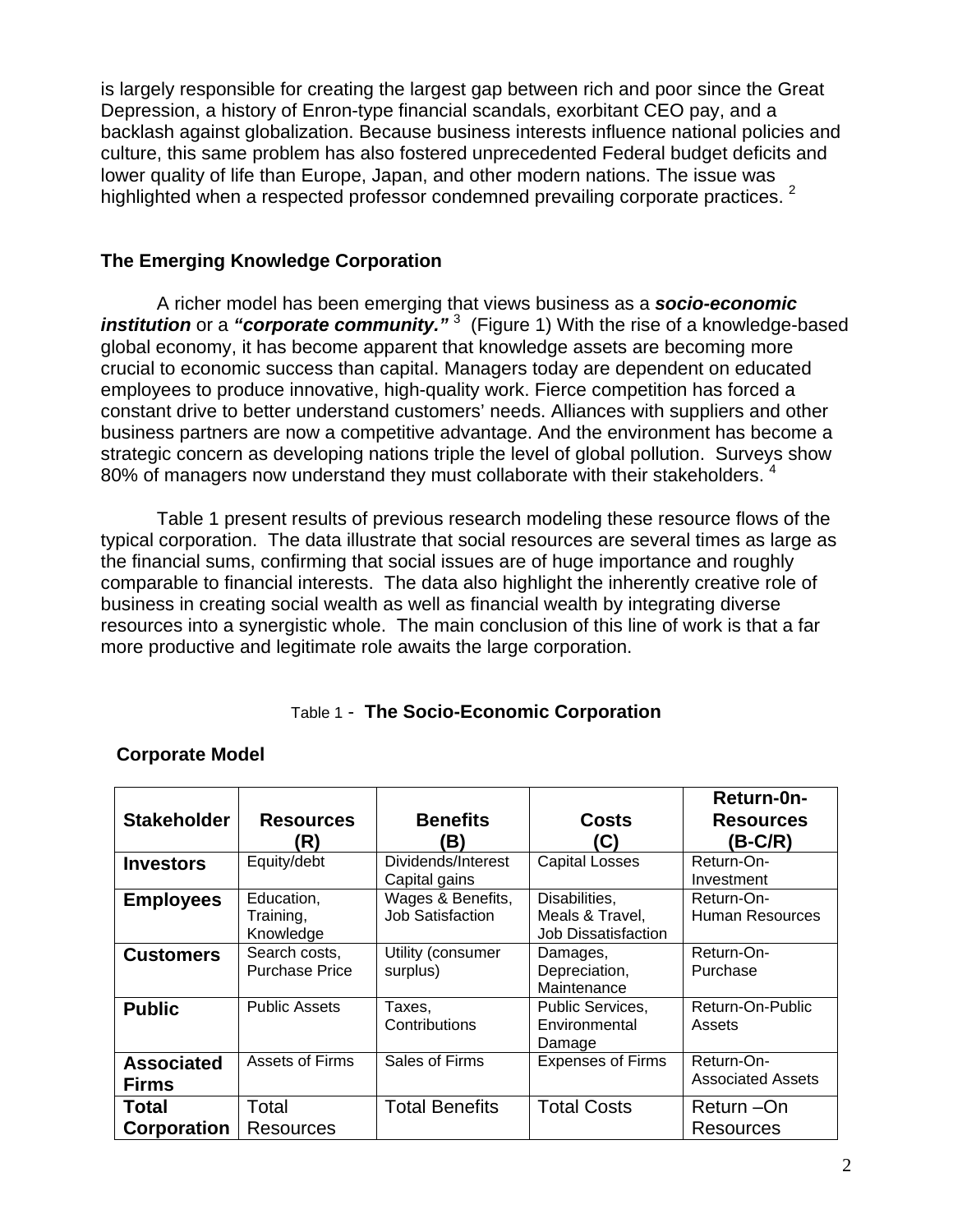is largely responsible for creating the largest gap between rich and poor since the Great Depression, a history of Enron-type financial scandals, exorbitant CEO pay, and a backlash against globalization. Because business interests influence national policies and culture, this same problem has also fostered unprecedented Federal budget deficits and lower quality of life than Europe, Japan, and other modern nations. The issue was highlighted when a respected professor condemned prevailing corporate practices. [2]

### The Emerging Knowledge Corporation

A richer model has been emerging that views business as a ***socio-economic institution*** or a ***"corporate community."*** [3] (Figure 1) With the rise of a knowledge-based global economy, it has become apparent that knowledge assets are becoming more crucial to economic success than capital. Managers today are dependent on educated employees to produce innovative, high-quality work. Fierce competition has forced a constant drive to better understand customers' needs. Alliances with suppliers and other business partners are now a competitive advantage. And the environment has become a strategic concern as developing nations triple the level of global pollution. Surveys show 80% of managers now understand they must collaborate with their stakeholders. [4]

Table 1 present results of previous research modeling these resource flows of the typical corporation. The data illustrate that social resources are several times as large as the financial sums, confirming that social issues are of huge importance and roughly comparable to financial interests. The data also highlight the inherently creative role of business in creating social wealth as well as financial wealth by integrating diverse resources into a synergistic whole. The main conclusion of this line of work is that a far more productive and legitimate role awaits the large corporation.

Table 1 - **The Socio-Economic Corporation**

**Corporate Model**

| Stakeholder | Resources (R) | Benefits (B) | Costs (C) | Return-0n-Resources (B-C/R) |
|---|---|---|---|---|
| **Investors** | Equity/debt | Dividends/Interest Capital gains | Capital Losses | Return-On-Investment |
| **Employees** | Education, Training, Knowledge | Wages & Benefits, Job Satisfaction | Disabilities, Meals & Travel, Job Dissatisfaction | Return-On-Human Resources |
| **Customers** | Search costs, Purchase Price | Utility (consumer surplus) | Damages, Depreciation, Maintenance | Return-On-Purchase |
| **Public** | Public Assets | Taxes, Contributions | Public Services, Environmental Damage | Return-On-Public Assets |
| **Associated Firms** | Assets of Firms | Sales of Firms | Expenses of Firms | Return-On-Associated Assets |
| **Total Corporation** | Total Resources | Total Benefits | Total Costs | Return –On Resources |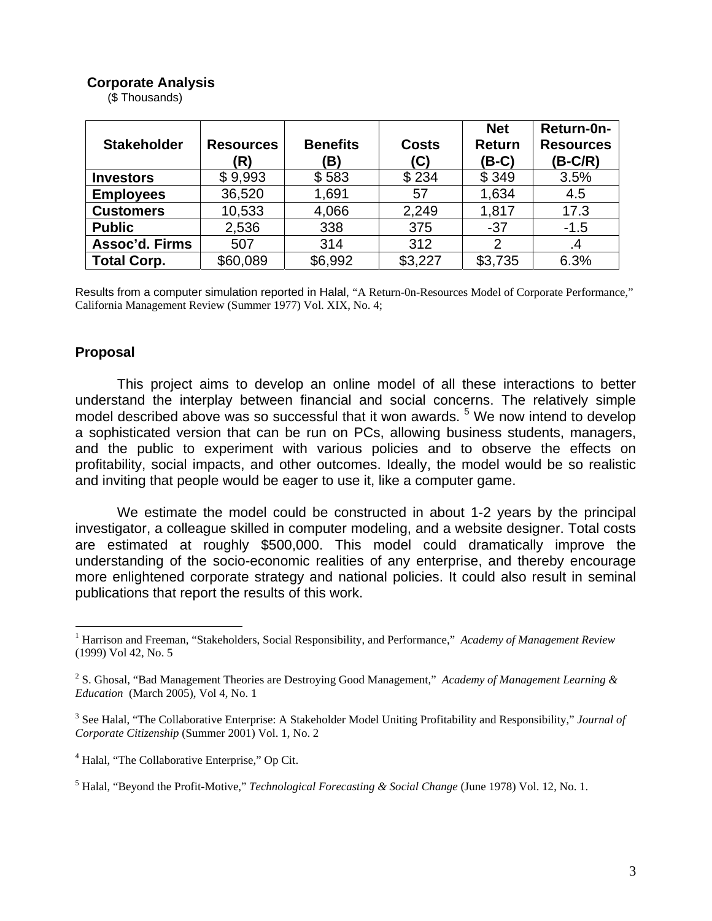**Corporate Analysis**

($ Thousands)

| Stakeholder | Resources (R) | Benefits (B) | Costs (C) | Net Return (B-C) | Return-0n-Resources (B-C/R) |
|---|---|---|---|---|---|
| **Investors** | $ 9,993 | $ 583 | $ 234 | $ 349 | 3.5% |
| **Employees** | 36,520 | 1,691 | 57 | 1,634 | 4.5 |
| **Customers** | 10,533 | 4,066 | 2,249 | 1,817 | 17.3 |
| **Public** | 2,536 | 338 | 375 | -37 | -1.5 |
| **Assoc'd. Firms** | 507 | 314 | 312 | 2 | .4 |
| **Total Corp.** | $60,089 | $6,992 | $3,227 | $3,735 | 6.3% |

Results from a computer simulation reported in Halal, "A Return-0n-Resources Model of Corporate Performance," California Management Review (Summer 1977) Vol. XIX, No. 4;

## Proposal

This project aims to develop an online model of all these interactions to better understand the interplay between financial and social concerns. The relatively simple model described above was so successful that it won awards. [5] We now intend to develop a sophisticated version that can be run on PCs, allowing business students, managers, and the public to experiment with various policies and to observe the effects on profitability, social impacts, and other outcomes. Ideally, the model would be so realistic and inviting that people would be eager to use it, like a computer game.

We estimate the model could be constructed in about 1-2 years by the principal investigator, a colleague skilled in computer modeling, and a website designer. Total costs are estimated at roughly $500,000. This model could dramatically improve the understanding of the socio-economic realities of any enterprise, and thereby encourage more enlightened corporate strategy and national policies. It could also result in seminal publications that report the results of this work.

---

[1] Harrison and Freeman, "Stakeholders, Social Responsibility, and Performance," *Academy of Management Review* (1999) Vol 42, No. 5

[2] S. Ghosal, "Bad Management Theories are Destroying Good Management," *Academy of Management Learning & Education* (March 2005), Vol 4, No. 1

[3] See Halal, "The Collaborative Enterprise: A Stakeholder Model Uniting Profitability and Responsibility," *Journal of Corporate Citizenship* (Summer 2001) Vol. 1, No. 2

[4] Halal, "The Collaborative Enterprise," Op Cit.

[5] Halal, "Beyond the Profit-Motive," *Technological Forecasting & Social Change* (June 1978) Vol. 12, No. 1.